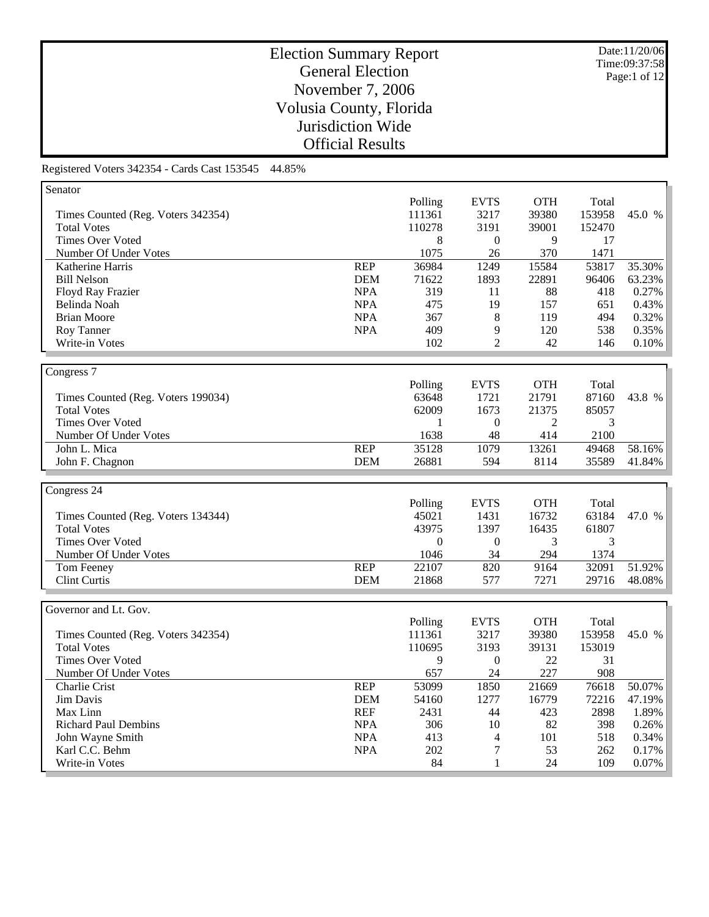# Election Summary Report
## General Election
## November 7, 2006
## Volusia County, Florida
## Jurisdiction Wide
## Official Results

Date:11/20/06
Time:09:37:58

Registered Voters 342354 - Cards Cast 153545 44.85%

### Senator

| | | Polling | EVTS | OTH | Total | |
|---|---|---|---|---|---|---|
| Times Counted (Reg. Voters 342354) | | 111361 | 3217 | 39380 | 153958 | 45.0 % |
| Total Votes | | 110278 | 3191 | 39001 | 152470 | |
| Times Over Voted | | 8 | 0 | 9 | 17 | |
| Number Of Under Votes | | 1075 | 26 | 370 | 1471 | |
| Katherine Harris | REP | 36984 | 1249 | 15584 | 53817 | 35.30% |
| Bill Nelson | DEM | 71622 | 1893 | 22891 | 96406 | 63.23% |
| Floyd Ray Frazier | NPA | 319 | 11 | 88 | 418 | 0.27% |
| Belinda Noah | NPA | 475 | 19 | 157 | 651 | 0.43% |
| Brian Moore | NPA | 367 | 8 | 119 | 494 | 0.32% |
| Roy Tanner | NPA | 409 | 9 | 120 | 538 | 0.35% |
| Write-in Votes | | 102 | 2 | 42 | 146 | 0.10% |

### Congress 7

| | | Polling | EVTS | OTH | Total | |
|---|---|---|---|---|---|---|
| Times Counted (Reg. Voters 199034) | | 63648 | 1721 | 21791 | 87160 | 43.8 % |
| Total Votes | | 62009 | 1673 | 21375 | 85057 | |
| Times Over Voted | | 1 | 0 | 2 | 3 | |
| Number Of Under Votes | | 1638 | 48 | 414 | 2100 | |
| John L. Mica | REP | 35128 | 1079 | 13261 | 49468 | 58.16% |
| John F. Chagnon | DEM | 26881 | 594 | 8114 | 35589 | 41.84% |

### Congress 24

| | | Polling | EVTS | OTH | Total | |
|---|---|---|---|---|---|---|
| Times Counted (Reg. Voters 134344) | | 45021 | 1431 | 16732 | 63184 | 47.0 % |
| Total Votes | | 43975 | 1397 | 16435 | 61807 | |
| Times Over Voted | | 0 | 0 | 3 | 3 | |
| Number Of Under Votes | | 1046 | 34 | 294 | 1374 | |
| Tom Feeney | REP | 22107 | 820 | 9164 | 32091 | 51.92% |
| Clint Curtis | DEM | 21868 | 577 | 7271 | 29716 | 48.08% |

### Governor and Lt. Gov.

| | | Polling | EVTS | OTH | Total | |
|---|---|---|---|---|---|---|
| Times Counted (Reg. Voters 342354) | | 111361 | 3217 | 39380 | 153958 | 45.0 % |
| Total Votes | | 110695 | 3193 | 39131 | 153019 | |
| Times Over Voted | | 9 | 0 | 22 | 31 | |
| Number Of Under Votes | | 657 | 24 | 227 | 908 | |
| Charlie Crist | REP | 53099 | 1850 | 21669 | 76618 | 50.07% |
| Jim Davis | DEM | 54160 | 1277 | 16779 | 72216 | 47.19% |
| Max Linn | REF | 2431 | 44 | 423 | 2898 | 1.89% |
| Richard Paul Dembins | NPA | 306 | 10 | 82 | 398 | 0.26% |
| John Wayne Smith | NPA | 413 | 4 | 101 | 518 | 0.34% |
| Karl C.C. Behm | NPA | 202 | 7 | 53 | 262 | 0.17% |
| Write-in Votes | | 84 | 1 | 24 | 109 | 0.07% |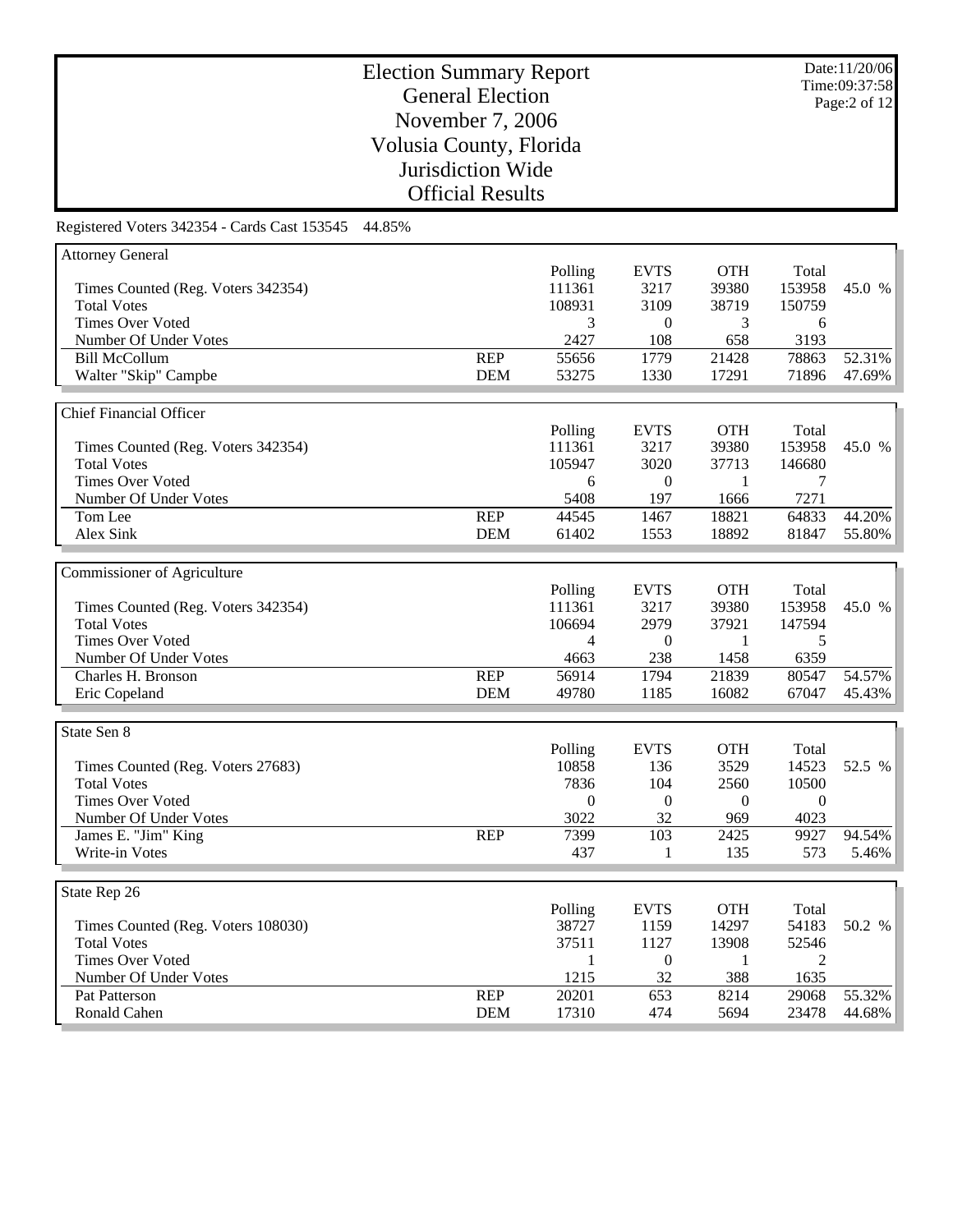# Election Summary Report
## General Election
## November 7, 2006
## Volusia County, Florida
## Jurisdiction Wide
## Official Results

Date:11/20/06
Time:09:37:58

Registered Voters 342354 - Cards Cast 153545 44.85%

### Attorney General

| | | Polling | EVTS | OTH | Total | |
|---|---|---|---|---|---|---|
| Times Counted (Reg. Voters 342354) | | 111361 | 3217 | 39380 | 153958 | 45.0 % |
| Total Votes | | 108931 | 3109 | 38719 | 150759 | |
| Times Over Voted | | 3 | 0 | 3 | 6 | |
| Number Of Under Votes | | 2427 | 108 | 658 | 3193 | |
| Bill McCollum | REP | 55656 | 1779 | 21428 | 78863 | 52.31% |
| Walter "Skip" Campbe | DEM | 53275 | 1330 | 17291 | 71896 | 47.69% |

### Chief Financial Officer

| | | Polling | EVTS | OTH | Total | |
|---|---|---|---|---|---|---|
| Times Counted (Reg. Voters 342354) | | 111361 | 3217 | 39380 | 153958 | 45.0 % |
| Total Votes | | 105947 | 3020 | 37713 | 146680 | |
| Times Over Voted | | 6 | 0 | 1 | 7 | |
| Number Of Under Votes | | 5408 | 197 | 1666 | 7271 | |
| Tom Lee | REP | 44545 | 1467 | 18821 | 64833 | 44.20% |
| Alex Sink | DEM | 61402 | 1553 | 18892 | 81847 | 55.80% |

### Commissioner of Agriculture

| | | Polling | EVTS | OTH | Total | |
|---|---|---|---|---|---|---|
| Times Counted (Reg. Voters 342354) | | 111361 | 3217 | 39380 | 153958 | 45.0 % |
| Total Votes | | 106694 | 2979 | 37921 | 147594 | |
| Times Over Voted | | 4 | 0 | 1 | 5 | |
| Number Of Under Votes | | 4663 | 238 | 1458 | 6359 | |
| Charles H. Bronson | REP | 56914 | 1794 | 21839 | 80547 | 54.57% |
| Eric Copeland | DEM | 49780 | 1185 | 16082 | 67047 | 45.43% |

### State Sen 8

| | | Polling | EVTS | OTH | Total | |
|---|---|---|---|---|---|---|
| Times Counted (Reg. Voters 27683) | | 10858 | 136 | 3529 | 14523 | 52.5 % |
| Total Votes | | 7836 | 104 | 2560 | 10500 | |
| Times Over Voted | | 0 | 0 | 0 | 0 | |
| Number Of Under Votes | | 3022 | 32 | 969 | 4023 | |
| James E. "Jim" King | REP | 7399 | 103 | 2425 | 9927 | 94.54% |
| Write-in Votes | | 437 | 1 | 135 | 573 | 5.46% |

### State Rep 26

| | | Polling | EVTS | OTH | Total | |
|---|---|---|---|---|---|---|
| Times Counted (Reg. Voters 108030) | | 38727 | 1159 | 14297 | 54183 | 50.2 % |
| Total Votes | | 37511 | 1127 | 13908 | 52546 | |
| Times Over Voted | | 1 | 0 | 1 | 2 | |
| Number Of Under Votes | | 1215 | 32 | 388 | 1635 | |
| Pat Patterson | REP | 20201 | 653 | 8214 | 29068 | 55.32% |
| Ronald Cahen | DEM | 17310 | 474 | 5694 | 23478 | 44.68% |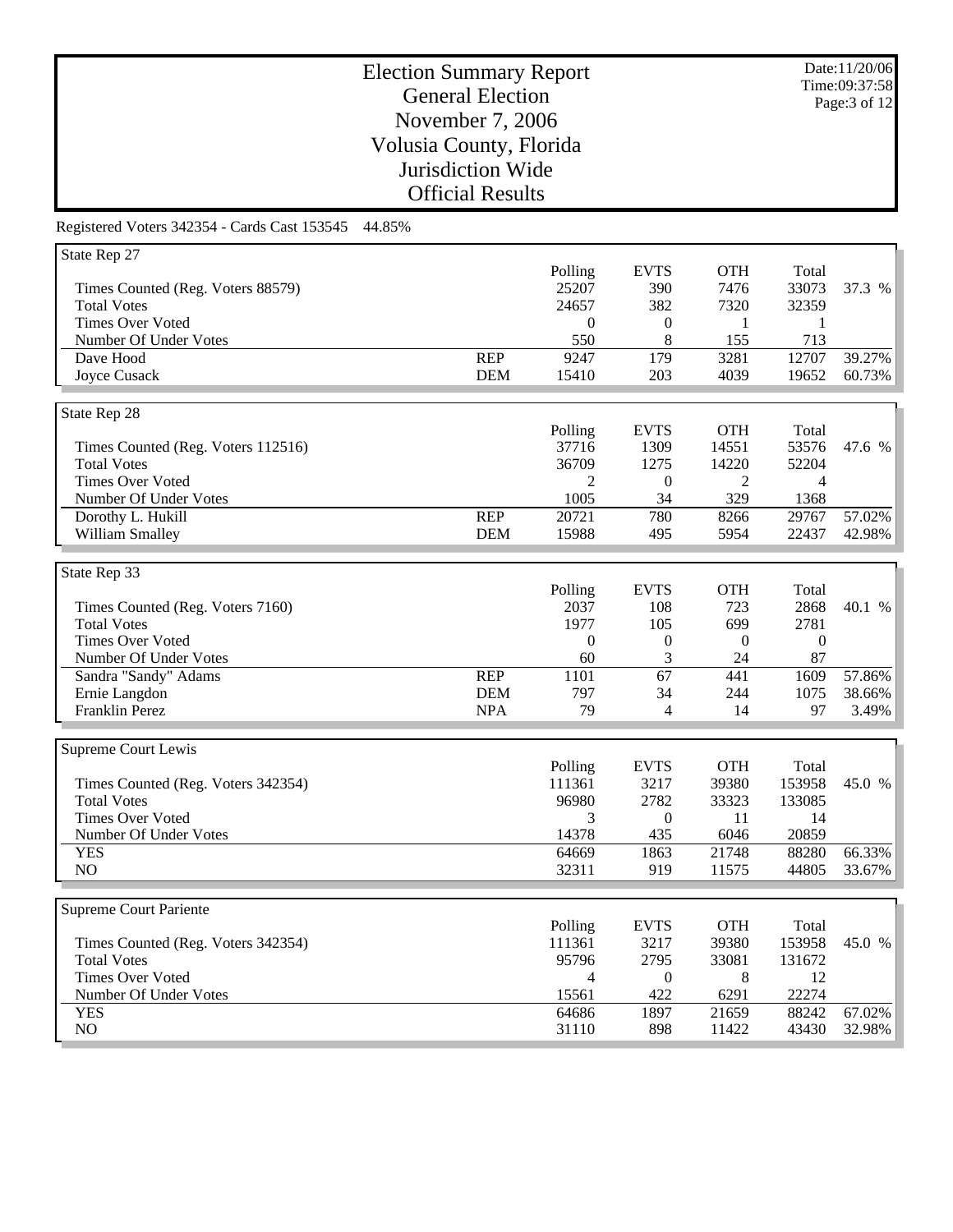# Election Summary Report
## General Election
## November 7, 2006
## Volusia County, Florida
## Jurisdiction Wide
## Official Results

Date:11/20/06
Time:09:37:58

Registered Voters 342354 - Cards Cast 153545 44.85%

### State Rep 27

| | | Polling | EVTS | OTH | Total | |
|---|---|---|---|---|---|---|
| Times Counted (Reg. Voters 88579) | | 25207 | 390 | 7476 | 33073 | 37.3 % |
| Total Votes | | 24657 | 382 | 7320 | 32359 | |
| Times Over Voted | | 0 | 0 | 1 | 1 | |
| Number Of Under Votes | | 550 | 8 | 155 | 713 | |
| Dave Hood | REP | 9247 | 179 | 3281 | 12707 | 39.27% |
| Joyce Cusack | DEM | 15410 | 203 | 4039 | 19652 | 60.73% |

### State Rep 28

| | | Polling | EVTS | OTH | Total | |
|---|---|---|---|---|---|---|
| Times Counted (Reg. Voters 112516) | | 37716 | 1309 | 14551 | 53576 | 47.6 % |
| Total Votes | | 36709 | 1275 | 14220 | 52204 | |
| Times Over Voted | | 2 | 0 | 2 | 4 | |
| Number Of Under Votes | | 1005 | 34 | 329 | 1368 | |
| Dorothy L. Hukill | REP | 20721 | 780 | 8266 | 29767 | 57.02% |
| William Smalley | DEM | 15988 | 495 | 5954 | 22437 | 42.98% |

### State Rep 33

| | | Polling | EVTS | OTH | Total | |
|---|---|---|---|---|---|---|
| Times Counted (Reg. Voters 7160) | | 2037 | 108 | 723 | 2868 | 40.1 % |
| Total Votes | | 1977 | 105 | 699 | 2781 | |
| Times Over Voted | | 0 | 0 | 0 | 0 | |
| Number Of Under Votes | | 60 | 3 | 24 | 87 | |
| Sandra "Sandy" Adams | REP | 1101 | 67 | 441 | 1609 | 57.86% |
| Ernie Langdon | DEM | 797 | 34 | 244 | 1075 | 38.66% |
| Franklin Perez | NPA | 79 | 4 | 14 | 97 | 3.49% |

### Supreme Court Lewis

| | Polling | EVTS | OTH | Total | |
|---|---|---|---|---|---|
| Times Counted (Reg. Voters 342354) | 111361 | 3217 | 39380 | 153958 | 45.0 % |
| Total Votes | 96980 | 2782 | 33323 | 133085 | |
| Times Over Voted | 3 | 0 | 11 | 14 | |
| Number Of Under Votes | 14378 | 435 | 6046 | 20859 | |
| YES | 64669 | 1863 | 21748 | 88280 | 66.33% |
| NO | 32311 | 919 | 11575 | 44805 | 33.67% |

### Supreme Court Pariente

| | Polling | EVTS | OTH | Total | |
|---|---|---|---|---|---|
| Times Counted (Reg. Voters 342354) | 111361 | 3217 | 39380 | 153958 | 45.0 % |
| Total Votes | 95796 | 2795 | 33081 | 131672 | |
| Times Over Voted | 4 | 0 | 8 | 12 | |
| Number Of Under Votes | 15561 | 422 | 6291 | 22274 | |
| YES | 64686 | 1897 | 21659 | 88242 | 67.02% |
| NO | 31110 | 898 | 11422 | 43430 | 32.98% |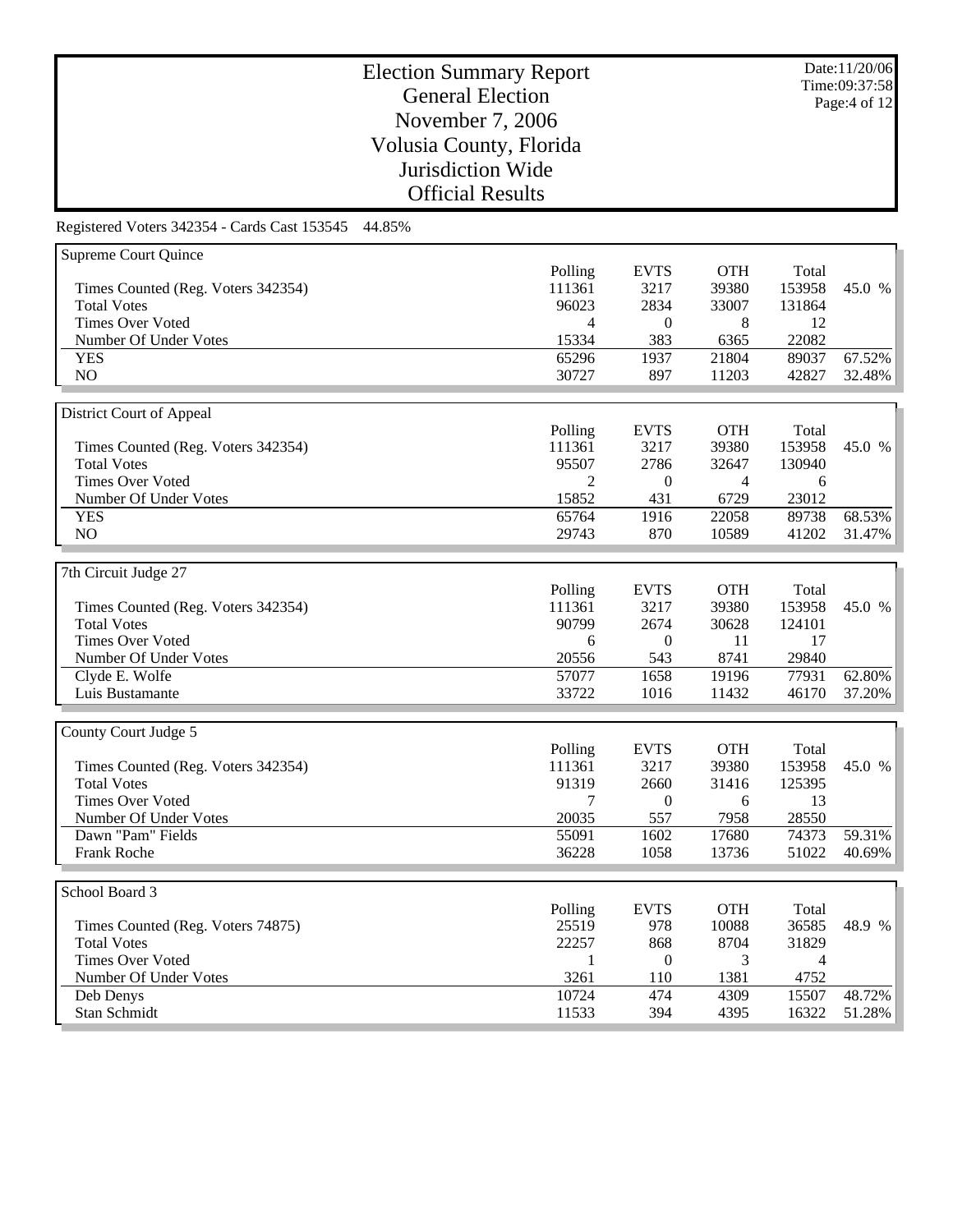# Election Summary Report
## General Election
## November 7, 2006
## Volusia County, Florida
## Jurisdiction Wide
## Official Results

Date:11/20/06
Time:09:37:58

Registered Voters 342354 - Cards Cast 153545 44.85%

### Supreme Court Quince

| | Polling | EVTS | OTH | Total | |
|---|---|---|---|---|---|
| Times Counted (Reg. Voters 342354) | 111361 | 3217 | 39380 | 153958 | 45.0 % |
| Total Votes | 96023 | 2834 | 33007 | 131864 | |
| Times Over Voted | 4 | 0 | 8 | 12 | |
| Number Of Under Votes | 15334 | 383 | 6365 | 22082 | |
| YES | 65296 | 1937 | 21804 | 89037 | 67.52% |
| NO | 30727 | 897 | 11203 | 42827 | 32.48% |

### District Court of Appeal

| | Polling | EVTS | OTH | Total | |
|---|---|---|---|---|---|
| Times Counted (Reg. Voters 342354) | 111361 | 3217 | 39380 | 153958 | 45.0 % |
| Total Votes | 95507 | 2786 | 32647 | 130940 | |
| Times Over Voted | 2 | 0 | 4 | 6 | |
| Number Of Under Votes | 15852 | 431 | 6729 | 23012 | |
| YES | 65764 | 1916 | 22058 | 89738 | 68.53% |
| NO | 29743 | 870 | 10589 | 41202 | 31.47% |

### 7th Circuit Judge 27

| | Polling | EVTS | OTH | Total | |
|---|---|---|---|---|---|
| Times Counted (Reg. Voters 342354) | 111361 | 3217 | 39380 | 153958 | 45.0 % |
| Total Votes | 90799 | 2674 | 30628 | 124101 | |
| Times Over Voted | 6 | 0 | 11 | 17 | |
| Number Of Under Votes | 20556 | 543 | 8741 | 29840 | |
| Clyde E. Wolfe | 57077 | 1658 | 19196 | 77931 | 62.80% |
| Luis Bustamante | 33722 | 1016 | 11432 | 46170 | 37.20% |

### County Court Judge 5

| | Polling | EVTS | OTH | Total | |
|---|---|---|---|---|---|
| Times Counted (Reg. Voters 342354) | 111361 | 3217 | 39380 | 153958 | 45.0 % |
| Total Votes | 91319 | 2660 | 31416 | 125395 | |
| Times Over Voted | 7 | 0 | 6 | 13 | |
| Number Of Under Votes | 20035 | 557 | 7958 | 28550 | |
| Dawn "Pam" Fields | 55091 | 1602 | 17680 | 74373 | 59.31% |
| Frank Roche | 36228 | 1058 | 13736 | 51022 | 40.69% |

### School Board 3

| | Polling | EVTS | OTH | Total | |
|---|---|---|---|---|---|
| Times Counted (Reg. Voters 74875) | 25519 | 978 | 10088 | 36585 | 48.9 % |
| Total Votes | 22257 | 868 | 8704 | 31829 | |
| Times Over Voted | 1 | 0 | 3 | 4 | |
| Number Of Under Votes | 3261 | 110 | 1381 | 4752 | |
| Deb Denys | 10724 | 474 | 4309 | 15507 | 48.72% |
| Stan Schmidt | 11533 | 394 | 4395 | 16322 | 51.28% |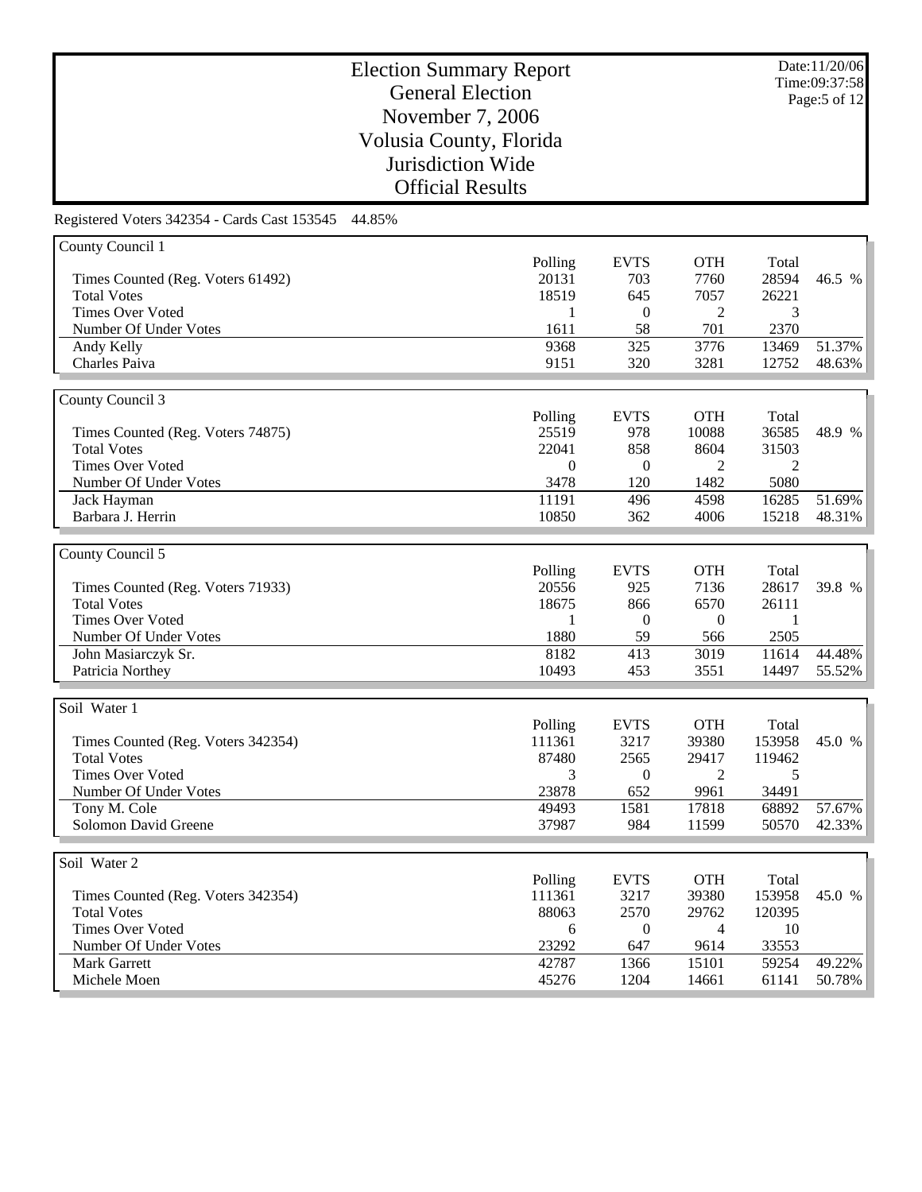# Election Summary Report
## General Election
## November 7, 2006
## Volusia County, Florida
## Jurisdiction Wide
## Official Results

Date:11/20/06
Time:09:37:58

Registered Voters 342354 - Cards Cast 153545 44.85%

### County Council 1

| | Polling | EVTS | OTH | Total | |
|---|---|---|---|---|---|
| Times Counted (Reg. Voters 61492) | 20131 | 703 | 7760 | 28594 | 46.5 % |
| Total Votes | 18519 | 645 | 7057 | 26221 | |
| Times Over Voted | 1 | 0 | 2 | 3 | |
| Number Of Under Votes | 1611 | 58 | 701 | 2370 | |
| Andy Kelly | 9368 | 325 | 3776 | 13469 | 51.37% |
| Charles Paiva | 9151 | 320 | 3281 | 12752 | 48.63% |

### County Council 3

| | Polling | EVTS | OTH | Total | |
|---|---|---|---|---|---|
| Times Counted (Reg. Voters 74875) | 25519 | 978 | 10088 | 36585 | 48.9 % |
| Total Votes | 22041 | 858 | 8604 | 31503 | |
| Times Over Voted | 0 | 0 | 2 | 2 | |
| Number Of Under Votes | 3478 | 120 | 1482 | 5080 | |
| Jack Hayman | 11191 | 496 | 4598 | 16285 | 51.69% |
| Barbara J. Herrin | 10850 | 362 | 4006 | 15218 | 48.31% |

### County Council 5

| | Polling | EVTS | OTH | Total | |
|---|---|---|---|---|---|
| Times Counted (Reg. Voters 71933) | 20556 | 925 | 7136 | 28617 | 39.8 % |
| Total Votes | 18675 | 866 | 6570 | 26111 | |
| Times Over Voted | 1 | 0 | 0 | 1 | |
| Number Of Under Votes | 1880 | 59 | 566 | 2505 | |
| John Masiarczyk Sr. | 8182 | 413 | 3019 | 11614 | 44.48% |
| Patricia Northey | 10493 | 453 | 3551 | 14497 | 55.52% |

### Soil Water 1

| | Polling | EVTS | OTH | Total | |
|---|---|---|---|---|---|
| Times Counted (Reg. Voters 342354) | 111361 | 3217 | 39380 | 153958 | 45.0 % |
| Total Votes | 87480 | 2565 | 29417 | 119462 | |
| Times Over Voted | 3 | 0 | 2 | 5 | |
| Number Of Under Votes | 23878 | 652 | 9961 | 34491 | |
| Tony M. Cole | 49493 | 1581 | 17818 | 68892 | 57.67% |
| Solomon David Greene | 37987 | 984 | 11599 | 50570 | 42.33% |

### Soil Water 2

| | Polling | EVTS | OTH | Total | |
|---|---|---|---|---|---|
| Times Counted (Reg. Voters 342354) | 111361 | 3217 | 39380 | 153958 | 45.0 % |
| Total Votes | 88063 | 2570 | 29762 | 120395 | |
| Times Over Voted | 6 | 0 | 4 | 10 | |
| Number Of Under Votes | 23292 | 647 | 9614 | 33553 | |
| Mark Garrett | 42787 | 1366 | 15101 | 59254 | 49.22% |
| Michele Moen | 45276 | 1204 | 14661 | 61141 | 50.78% |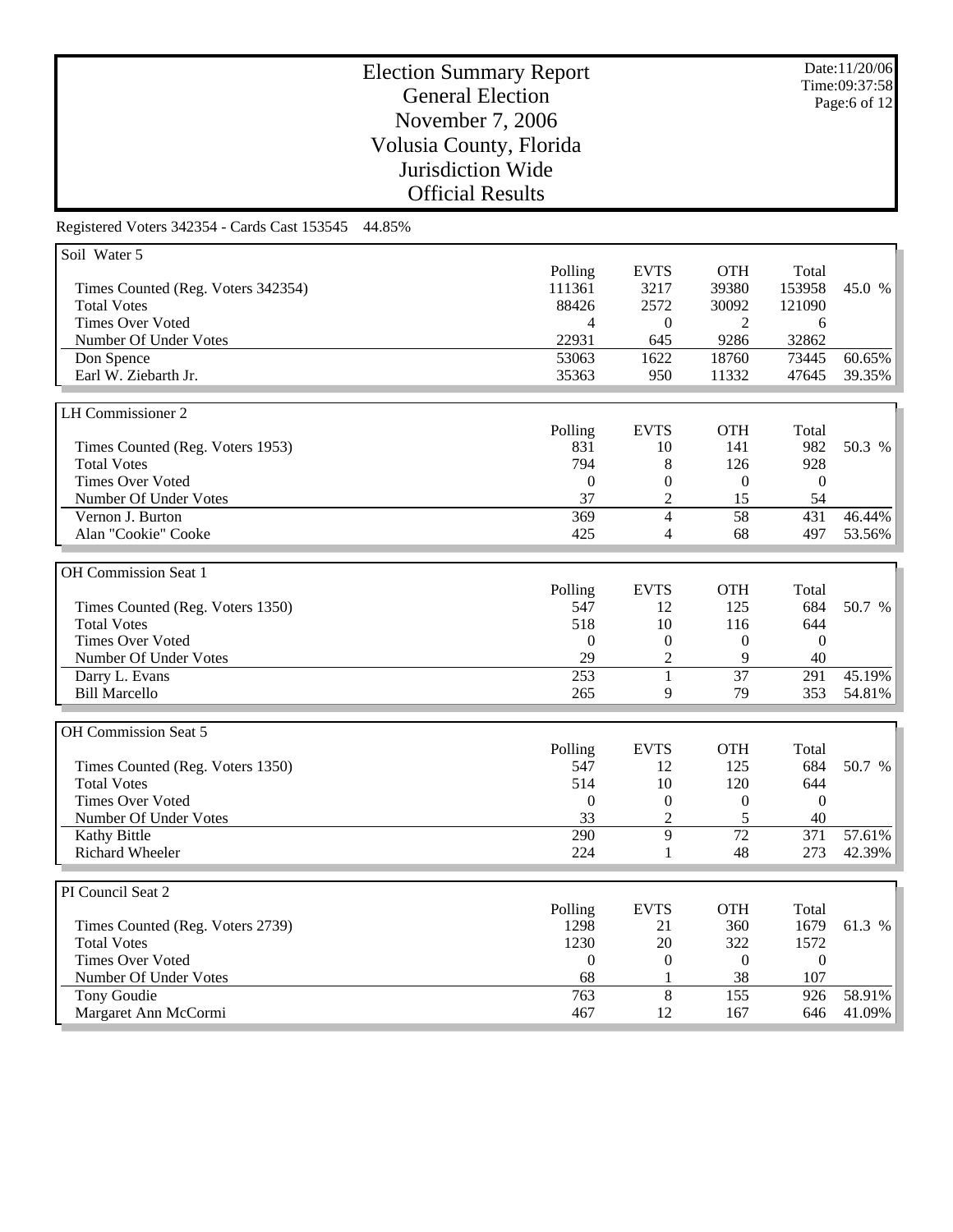# Election Summary Report
## General Election
## November 7, 2006
## Volusia County, Florida
## Jurisdiction Wide
## Official Results

Date:11/20/06
Time:09:37:58

Registered Voters 342354 - Cards Cast 153545 44.85%

### Soil Water 5

| | Polling | EVTS | OTH | Total | |
|---|---|---|---|---|---|
| Times Counted (Reg. Voters 342354) | 111361 | 3217 | 39380 | 153958 | 45.0 % |
| Total Votes | 88426 | 2572 | 30092 | 121090 | |
| Times Over Voted | 4 | 0 | 2 | 6 | |
| Number Of Under Votes | 22931 | 645 | 9286 | 32862 | |
| Don Spence | 53063 | 1622 | 18760 | 73445 | 60.65% |
| Earl W. Ziebarth Jr. | 35363 | 950 | 11332 | 47645 | 39.35% |

### LH Commissioner 2

| | Polling | EVTS | OTH | Total | |
|---|---|---|---|---|---|
| Times Counted (Reg. Voters 1953) | 831 | 10 | 141 | 982 | 50.3 % |
| Total Votes | 794 | 8 | 126 | 928 | |
| Times Over Voted | 0 | 0 | 0 | 0 | |
| Number Of Under Votes | 37 | 2 | 15 | 54 | |
| Vernon J. Burton | 369 | 4 | 58 | 431 | 46.44% |
| Alan "Cookie" Cooke | 425 | 4 | 68 | 497 | 53.56% |

### OH Commission Seat 1

| | Polling | EVTS | OTH | Total | |
|---|---|---|---|---|---|
| Times Counted (Reg. Voters 1350) | 547 | 12 | 125 | 684 | 50.7 % |
| Total Votes | 518 | 10 | 116 | 644 | |
| Times Over Voted | 0 | 0 | 0 | 0 | |
| Number Of Under Votes | 29 | 2 | 9 | 40 | |
| Darry L. Evans | 253 | 1 | 37 | 291 | 45.19% |
| Bill Marcello | 265 | 9 | 79 | 353 | 54.81% |

### OH Commission Seat 5

| | Polling | EVTS | OTH | Total | |
|---|---|---|---|---|---|
| Times Counted (Reg. Voters 1350) | 547 | 12 | 125 | 684 | 50.7 % |
| Total Votes | 514 | 10 | 120 | 644 | |
| Times Over Voted | 0 | 0 | 0 | 0 | |
| Number Of Under Votes | 33 | 2 | 5 | 40 | |
| Kathy Bittle | 290 | 9 | 72 | 371 | 57.61% |
| Richard Wheeler | 224 | 1 | 48 | 273 | 42.39% |

### PI Council Seat 2

| | Polling | EVTS | OTH | Total | |
|---|---|---|---|---|---|
| Times Counted (Reg. Voters 2739) | 1298 | 21 | 360 | 1679 | 61.3 % |
| Total Votes | 1230 | 20 | 322 | 1572 | |
| Times Over Voted | 0 | 0 | 0 | 0 | |
| Number Of Under Votes | 68 | 1 | 38 | 107 | |
| Tony Goudie | 763 | 8 | 155 | 926 | 58.91% |
| Margaret Ann McCormi | 467 | 12 | 167 | 646 | 41.09% |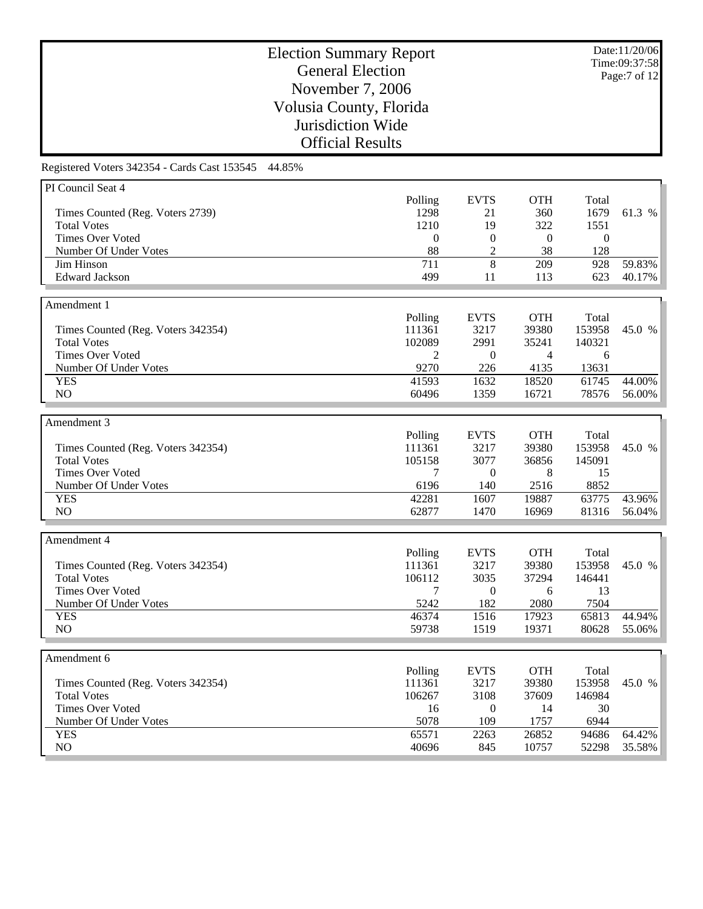# Election Summary Report
## General Election
## November 7, 2006
## Volusia County, Florida
## Jurisdiction Wide
## Official Results

Date:11/20/06
Time:09:37:58

Registered Voters 342354 - Cards Cast 153545 44.85%

### PI Council Seat 4

| | Polling | EVTS | OTH | Total | |
|---|---|---|---|---|---|
| Times Counted (Reg. Voters 2739) | 1298 | 21 | 360 | 1679 | 61.3 % |
| Total Votes | 1210 | 19 | 322 | 1551 | |
| Times Over Voted | 0 | 0 | 0 | 0 | |
| Number Of Under Votes | 88 | 2 | 38 | 128 | |
| Jim Hinson | 711 | 8 | 209 | 928 | 59.83% |
| Edward Jackson | 499 | 11 | 113 | 623 | 40.17% |

### Amendment 1

| | Polling | EVTS | OTH | Total | |
|---|---|---|---|---|---|
| Times Counted (Reg. Voters 342354) | 111361 | 3217 | 39380 | 153958 | 45.0 % |
| Total Votes | 102089 | 2991 | 35241 | 140321 | |
| Times Over Voted | 2 | 0 | 4 | 6 | |
| Number Of Under Votes | 9270 | 226 | 4135 | 13631 | |
| YES | 41593 | 1632 | 18520 | 61745 | 44.00% |
| NO | 60496 | 1359 | 16721 | 78576 | 56.00% |

### Amendment 3

| | Polling | EVTS | OTH | Total | |
|---|---|---|---|---|---|
| Times Counted (Reg. Voters 342354) | 111361 | 3217 | 39380 | 153958 | 45.0 % |
| Total Votes | 105158 | 3077 | 36856 | 145091 | |
| Times Over Voted | 7 | 0 | 8 | 15 | |
| Number Of Under Votes | 6196 | 140 | 2516 | 8852 | |
| YES | 42281 | 1607 | 19887 | 63775 | 43.96% |
| NO | 62877 | 1470 | 16969 | 81316 | 56.04% |

### Amendment 4

| | Polling | EVTS | OTH | Total | |
|---|---|---|---|---|---|
| Times Counted (Reg. Voters 342354) | 111361 | 3217 | 39380 | 153958 | 45.0 % |
| Total Votes | 106112 | 3035 | 37294 | 146441 | |
| Times Over Voted | 7 | 0 | 6 | 13 | |
| Number Of Under Votes | 5242 | 182 | 2080 | 7504 | |
| YES | 46374 | 1516 | 17923 | 65813 | 44.94% |
| NO | 59738 | 1519 | 19371 | 80628 | 55.06% |

### Amendment 6

| | Polling | EVTS | OTH | Total | |
|---|---|---|---|---|---|
| Times Counted (Reg. Voters 342354) | 111361 | 3217 | 39380 | 153958 | 45.0 % |
| Total Votes | 106267 | 3108 | 37609 | 146984 | |
| Times Over Voted | 16 | 0 | 14 | 30 | |
| Number Of Under Votes | 5078 | 109 | 1757 | 6944 | |
| YES | 65571 | 2263 | 26852 | 94686 | 64.42% |
| NO | 40696 | 845 | 10757 | 52298 | 35.58% |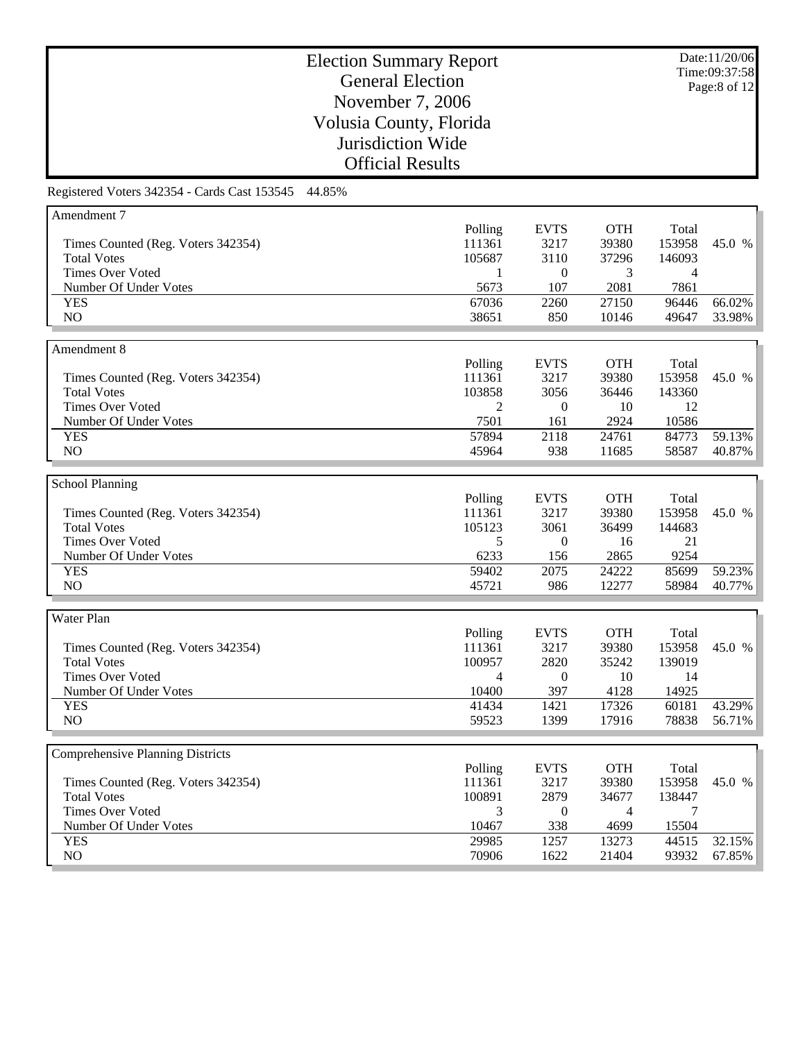# Election Summary Report
## General Election
## November 7, 2006
## Volusia County, Florida
## Jurisdiction Wide
## Official Results

Date:11/20/06
Time:09:37:58

Registered Voters 342354 - Cards Cast 153545 44.85%

### Amendment 7

| | Polling | EVTS | OTH | Total | |
|---|---|---|---|---|---|
| Times Counted (Reg. Voters 342354) | 111361 | 3217 | 39380 | 153958 | 45.0 % |
| Total Votes | 105687 | 3110 | 37296 | 146093 | |
| Times Over Voted | 1 | 0 | 3 | 4 | |
| Number Of Under Votes | 5673 | 107 | 2081 | 7861 | |
| YES | 67036 | 2260 | 27150 | 96446 | 66.02% |
| NO | 38651 | 850 | 10146 | 49647 | 33.98% |

### Amendment 8

| | Polling | EVTS | OTH | Total | |
|---|---|---|---|---|---|
| Times Counted (Reg. Voters 342354) | 111361 | 3217 | 39380 | 153958 | 45.0 % |
| Total Votes | 103858 | 3056 | 36446 | 143360 | |
| Times Over Voted | 2 | 0 | 10 | 12 | |
| Number Of Under Votes | 7501 | 161 | 2924 | 10586 | |
| YES | 57894 | 2118 | 24761 | 84773 | 59.13% |
| NO | 45964 | 938 | 11685 | 58587 | 40.87% |

### School Planning

| | Polling | EVTS | OTH | Total | |
|---|---|---|---|---|---|
| Times Counted (Reg. Voters 342354) | 111361 | 3217 | 39380 | 153958 | 45.0 % |
| Total Votes | 105123 | 3061 | 36499 | 144683 | |
| Times Over Voted | 5 | 0 | 16 | 21 | |
| Number Of Under Votes | 6233 | 156 | 2865 | 9254 | |
| YES | 59402 | 2075 | 24222 | 85699 | 59.23% |
| NO | 45721 | 986 | 12277 | 58984 | 40.77% |

### Water Plan

| | Polling | EVTS | OTH | Total | |
|---|---|---|---|---|---|
| Times Counted (Reg. Voters 342354) | 111361 | 3217 | 39380 | 153958 | 45.0 % |
| Total Votes | 100957 | 2820 | 35242 | 139019 | |
| Times Over Voted | 4 | 0 | 10 | 14 | |
| Number Of Under Votes | 10400 | 397 | 4128 | 14925 | |
| YES | 41434 | 1421 | 17326 | 60181 | 43.29% |
| NO | 59523 | 1399 | 17916 | 78838 | 56.71% |

### Comprehensive Planning Districts

| | Polling | EVTS | OTH | Total | |
|---|---|---|---|---|---|
| Times Counted (Reg. Voters 342354) | 111361 | 3217 | 39380 | 153958 | 45.0 % |
| Total Votes | 100891 | 2879 | 34677 | 138447 | |
| Times Over Voted | 3 | 0 | 4 | 7 | |
| Number Of Under Votes | 10467 | 338 | 4699 | 15504 | |
| YES | 29985 | 1257 | 13273 | 44515 | 32.15% |
| NO | 70906 | 1622 | 21404 | 93932 | 67.85% |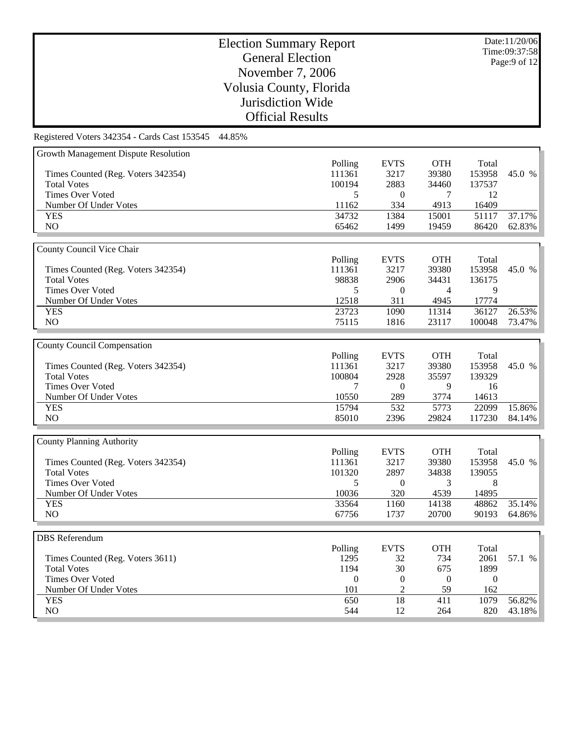# Election Summary Report
## General Election
## November 7, 2006
## Volusia County, Florida
## Jurisdiction Wide
## Official Results

Date:11/20/06
Time:09:37:58

Registered Voters 342354 - Cards Cast 153545 44.85%

### Growth Management Dispute Resolution

| | Polling | EVTS | OTH | Total | |
|---|---|---|---|---|---|
| Times Counted (Reg. Voters 342354) | 111361 | 3217 | 39380 | 153958 | 45.0 % |
| Total Votes | 100194 | 2883 | 34460 | 137537 | |
| Times Over Voted | 5 | 0 | 7 | 12 | |
| Number Of Under Votes | 11162 | 334 | 4913 | 16409 | |
| YES | 34732 | 1384 | 15001 | 51117 | 37.17% |
| NO | 65462 | 1499 | 19459 | 86420 | 62.83% |

### County Council Vice Chair

| | Polling | EVTS | OTH | Total | |
|---|---|---|---|---|---|
| Times Counted (Reg. Voters 342354) | 111361 | 3217 | 39380 | 153958 | 45.0 % |
| Total Votes | 98838 | 2906 | 34431 | 136175 | |
| Times Over Voted | 5 | 0 | 4 | 9 | |
| Number Of Under Votes | 12518 | 311 | 4945 | 17774 | |
| YES | 23723 | 1090 | 11314 | 36127 | 26.53% |
| NO | 75115 | 1816 | 23117 | 100048 | 73.47% |

### County Council Compensation

| | Polling | EVTS | OTH | Total | |
|---|---|---|---|---|---|
| Times Counted (Reg. Voters 342354) | 111361 | 3217 | 39380 | 153958 | 45.0 % |
| Total Votes | 100804 | 2928 | 35597 | 139329 | |
| Times Over Voted | 7 | 0 | 9 | 16 | |
| Number Of Under Votes | 10550 | 289 | 3774 | 14613 | |
| YES | 15794 | 532 | 5773 | 22099 | 15.86% |
| NO | 85010 | 2396 | 29824 | 117230 | 84.14% |

### County Planning Authority

| | Polling | EVTS | OTH | Total | |
|---|---|---|---|---|---|
| Times Counted (Reg. Voters 342354) | 111361 | 3217 | 39380 | 153958 | 45.0 % |
| Total Votes | 101320 | 2897 | 34838 | 139055 | |
| Times Over Voted | 5 | 0 | 3 | 8 | |
| Number Of Under Votes | 10036 | 320 | 4539 | 14895 | |
| YES | 33564 | 1160 | 14138 | 48862 | 35.14% |
| NO | 67756 | 1737 | 20700 | 90193 | 64.86% |

### DBS Referendum

| | Polling | EVTS | OTH | Total | |
|---|---|---|---|---|---|
| Times Counted (Reg. Voters 3611) | 1295 | 32 | 734 | 2061 | 57.1 % |
| Total Votes | 1194 | 30 | 675 | 1899 | |
| Times Over Voted | 0 | 0 | 0 | 0 | |
| Number Of Under Votes | 101 | 2 | 59 | 162 | |
| YES | 650 | 18 | 411 | 1079 | 56.82% |
| NO | 544 | 12 | 264 | 820 | 43.18% |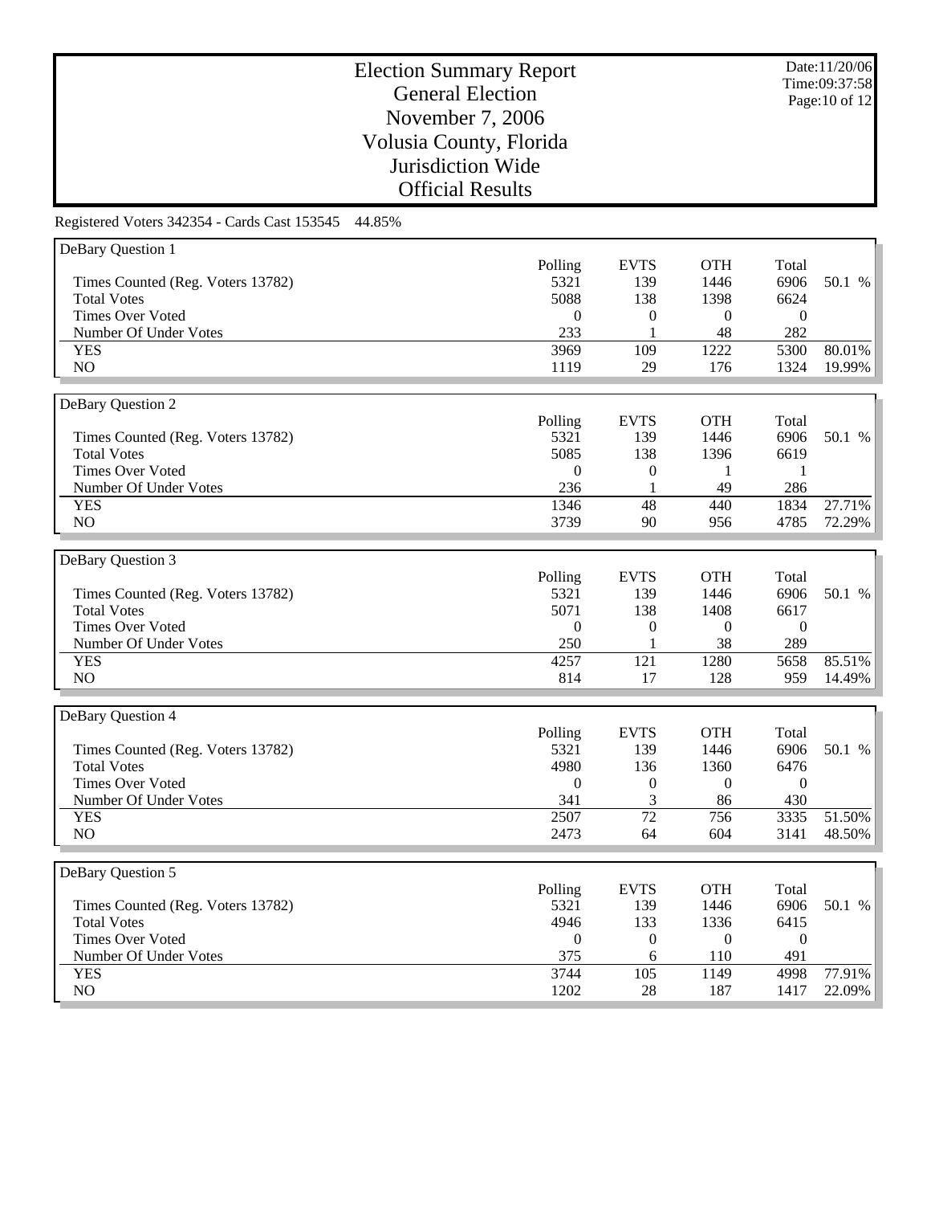# Election Summary Report
## General Election
## November 7, 2006
## Volusia County, Florida
## Jurisdiction Wide
## Official Results

Date:11/20/06
Time:09:37:58

Registered Voters 342354 - Cards Cast 153545 44.85%

### DeBary Question 1

| | Polling | EVTS | OTH | Total | |
|---|---|---|---|---|---|
| Times Counted (Reg. Voters 13782) | 5321 | 139 | 1446 | 6906 | 50.1 % |
| Total Votes | 5088 | 138 | 1398 | 6624 | |
| Times Over Voted | 0 | 0 | 0 | 0 | |
| Number Of Under Votes | 233 | 1 | 48 | 282 | |
| YES | 3969 | 109 | 1222 | 5300 | 80.01% |
| NO | 1119 | 29 | 176 | 1324 | 19.99% |

### DeBary Question 2

| | Polling | EVTS | OTH | Total | |
|---|---|---|---|---|---|
| Times Counted (Reg. Voters 13782) | 5321 | 139 | 1446 | 6906 | 50.1 % |
| Total Votes | 5085 | 138 | 1396 | 6619 | |
| Times Over Voted | 0 | 0 | 1 | 1 | |
| Number Of Under Votes | 236 | 1 | 49 | 286 | |
| YES | 1346 | 48 | 440 | 1834 | 27.71% |
| NO | 3739 | 90 | 956 | 4785 | 72.29% |

### DeBary Question 3

| | Polling | EVTS | OTH | Total | |
|---|---|---|---|---|---|
| Times Counted (Reg. Voters 13782) | 5321 | 139 | 1446 | 6906 | 50.1 % |
| Total Votes | 5071 | 138 | 1408 | 6617 | |
| Times Over Voted | 0 | 0 | 0 | 0 | |
| Number Of Under Votes | 250 | 1 | 38 | 289 | |
| YES | 4257 | 121 | 1280 | 5658 | 85.51% |
| NO | 814 | 17 | 128 | 959 | 14.49% |

### DeBary Question 4

| | Polling | EVTS | OTH | Total | |
|---|---|---|---|---|---|
| Times Counted (Reg. Voters 13782) | 5321 | 139 | 1446 | 6906 | 50.1 % |
| Total Votes | 4980 | 136 | 1360 | 6476 | |
| Times Over Voted | 0 | 0 | 0 | 0 | |
| Number Of Under Votes | 341 | 3 | 86 | 430 | |
| YES | 2507 | 72 | 756 | 3335 | 51.50% |
| NO | 2473 | 64 | 604 | 3141 | 48.50% |

### DeBary Question 5

| | Polling | EVTS | OTH | Total | |
|---|---|---|---|---|---|
| Times Counted (Reg. Voters 13782) | 5321 | 139 | 1446 | 6906 | 50.1 % |
| Total Votes | 4946 | 133 | 1336 | 6415 | |
| Times Over Voted | 0 | 0 | 0 | 0 | |
| Number Of Under Votes | 375 | 6 | 110 | 491 | |
| YES | 3744 | 105 | 1149 | 4998 | 77.91% |
| NO | 1202 | 28 | 187 | 1417 | 22.09% |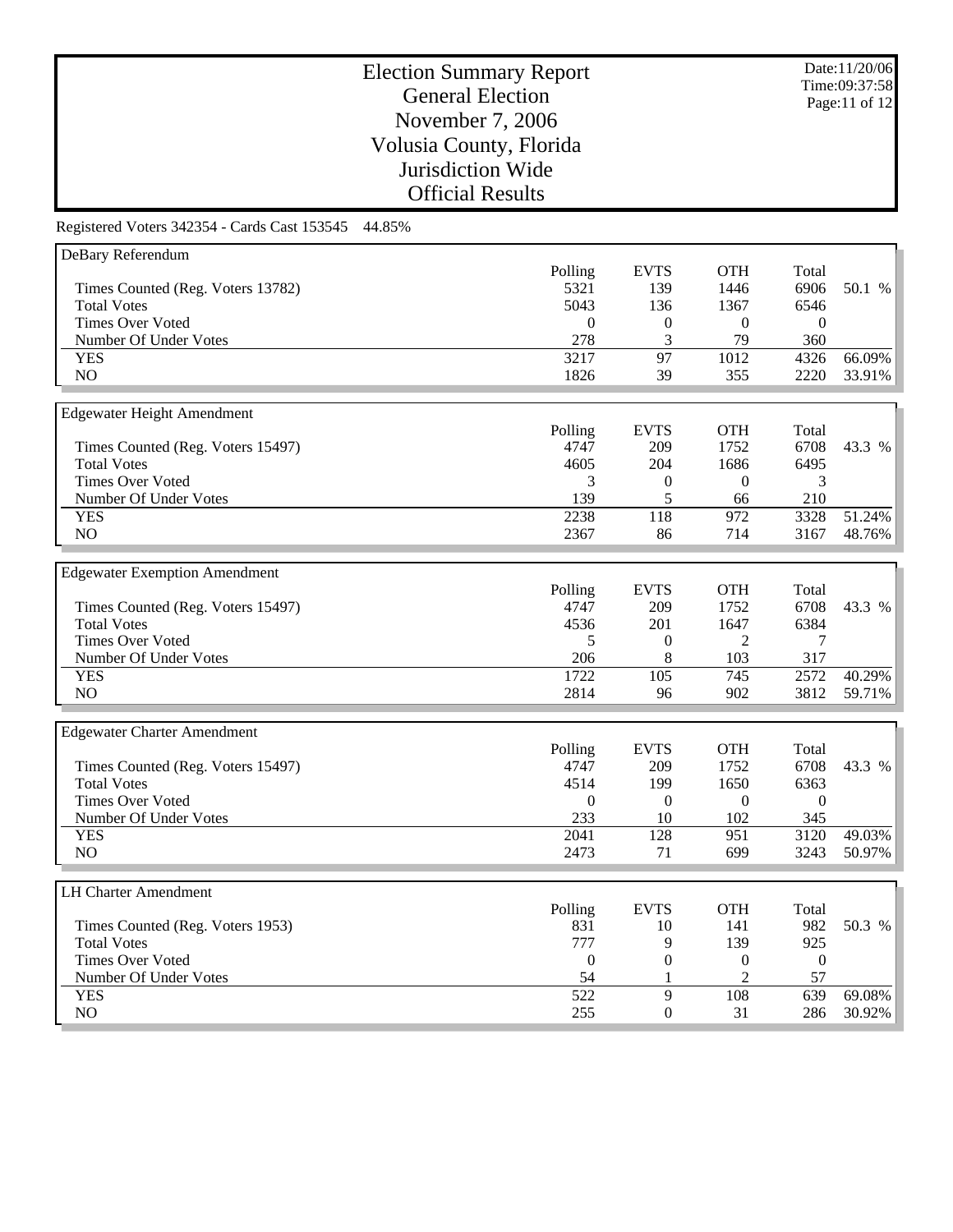# Election Summary Report
## General Election
## November 7, 2006
## Volusia County, Florida
## Jurisdiction Wide
## Official Results

Date:11/20/06
Time:09:37:58

Registered Voters 342354 - Cards Cast 153545 44.85%

### DeBary Referendum

| | Polling | EVTS | OTH | Total | |
|---|---|---|---|---|---|
| Times Counted (Reg. Voters 13782) | 5321 | 139 | 1446 | 6906 | 50.1 % |
| Total Votes | 5043 | 136 | 1367 | 6546 | |
| Times Over Voted | 0 | 0 | 0 | 0 | |
| Number Of Under Votes | 278 | 3 | 79 | 360 | |
| YES | 3217 | 97 | 1012 | 4326 | 66.09% |
| NO | 1826 | 39 | 355 | 2220 | 33.91% |

### Edgewater Height Amendment

| | Polling | EVTS | OTH | Total | |
|---|---|---|---|---|---|
| Times Counted (Reg. Voters 15497) | 4747 | 209 | 1752 | 6708 | 43.3 % |
| Total Votes | 4605 | 204 | 1686 | 6495 | |
| Times Over Voted | 3 | 0 | 0 | 3 | |
| Number Of Under Votes | 139 | 5 | 66 | 210 | |
| YES | 2238 | 118 | 972 | 3328 | 51.24% |
| NO | 2367 | 86 | 714 | 3167 | 48.76% |

### Edgewater Exemption Amendment

| | Polling | EVTS | OTH | Total | |
|---|---|---|---|---|---|
| Times Counted (Reg. Voters 15497) | 4747 | 209 | 1752 | 6708 | 43.3 % |
| Total Votes | 4536 | 201 | 1647 | 6384 | |
| Times Over Voted | 5 | 0 | 2 | 7 | |
| Number Of Under Votes | 206 | 8 | 103 | 317 | |
| YES | 1722 | 105 | 745 | 2572 | 40.29% |
| NO | 2814 | 96 | 902 | 3812 | 59.71% |

### Edgewater Charter Amendment

| | Polling | EVTS | OTH | Total | |
|---|---|---|---|---|---|
| Times Counted (Reg. Voters 15497) | 4747 | 209 | 1752 | 6708 | 43.3 % |
| Total Votes | 4514 | 199 | 1650 | 6363 | |
| Times Over Voted | 0 | 0 | 0 | 0 | |
| Number Of Under Votes | 233 | 10 | 102 | 345 | |
| YES | 2041 | 128 | 951 | 3120 | 49.03% |
| NO | 2473 | 71 | 699 | 3243 | 50.97% |

### LH Charter Amendment

| | Polling | EVTS | OTH | Total | |
|---|---|---|---|---|---|
| Times Counted (Reg. Voters 1953) | 831 | 10 | 141 | 982 | 50.3 % |
| Total Votes | 777 | 9 | 139 | 925 | |
| Times Over Voted | 0 | 0 | 0 | 0 | |
| Number Of Under Votes | 54 | 1 | 2 | 57 | |
| YES | 522 | 9 | 108 | 639 | 69.08% |
| NO | 255 | 0 | 31 | 286 | 30.92% |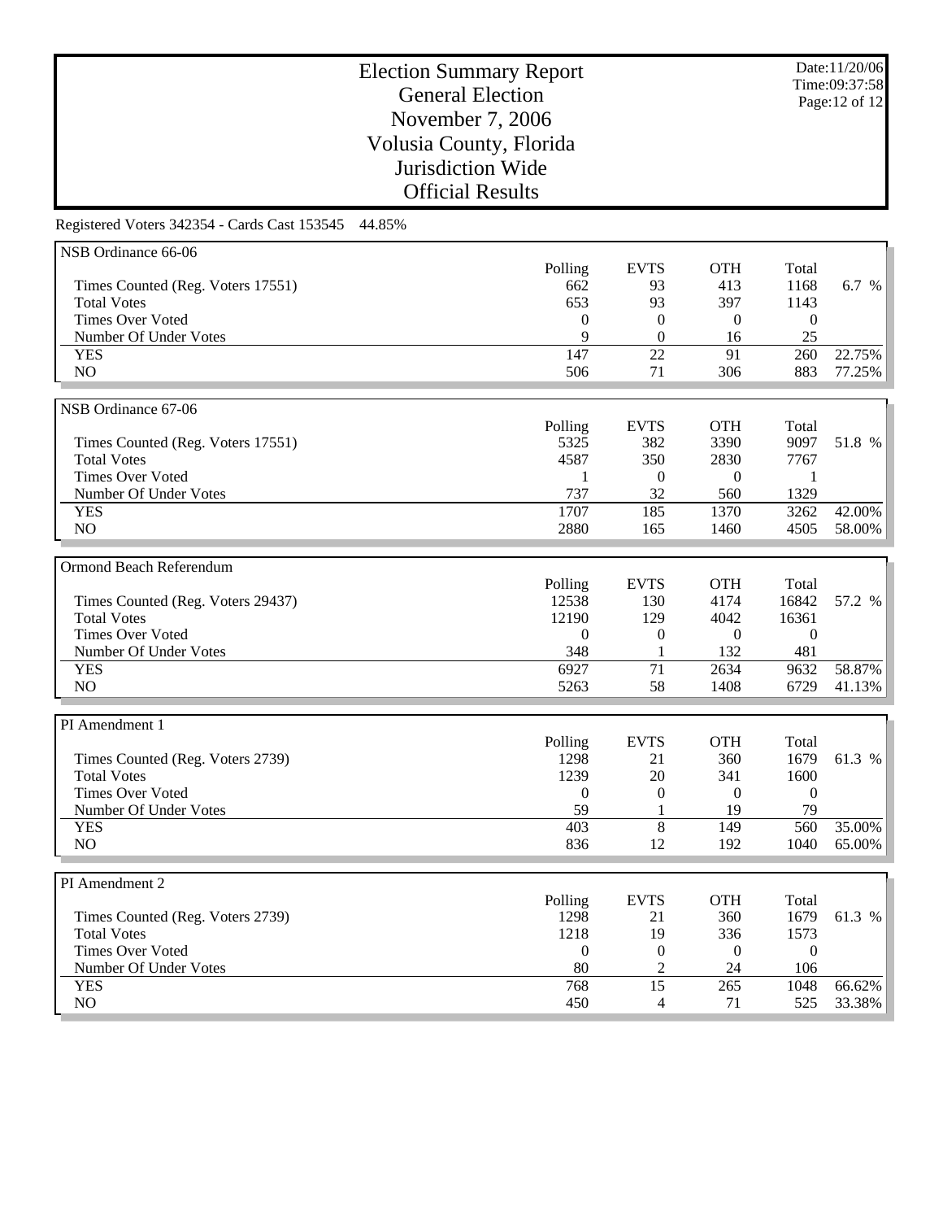# Election Summary Report
## General Election
## November 7, 2006
## Volusia County, Florida
## Jurisdiction Wide
## Official Results

Date:11/20/06
Time:09:37:58

Registered Voters 342354 - Cards Cast 153545 44.85%

### NSB Ordinance 66-06

| | Polling | EVTS | OTH | Total | |
|---|---|---|---|---|---|
| Times Counted (Reg. Voters 17551) | 662 | 93 | 413 | 1168 | 6.7 % |
| Total Votes | 653 | 93 | 397 | 1143 | |
| Times Over Voted | 0 | 0 | 0 | 0 | |
| Number Of Under Votes | 9 | 0 | 16 | 25 | |
| YES | 147 | 22 | 91 | 260 | 22.75% |
| NO | 506 | 71 | 306 | 883 | 77.25% |

### NSB Ordinance 67-06

| | Polling | EVTS | OTH | Total | |
|---|---|---|---|---|---|
| Times Counted (Reg. Voters 17551) | 5325 | 382 | 3390 | 9097 | 51.8 % |
| Total Votes | 4587 | 350 | 2830 | 7767 | |
| Times Over Voted | 1 | 0 | 0 | 1 | |
| Number Of Under Votes | 737 | 32 | 560 | 1329 | |
| YES | 1707 | 185 | 1370 | 3262 | 42.00% |
| NO | 2880 | 165 | 1460 | 4505 | 58.00% |

### Ormond Beach Referendum

| | Polling | EVTS | OTH | Total | |
|---|---|---|---|---|---|
| Times Counted (Reg. Voters 29437) | 12538 | 130 | 4174 | 16842 | 57.2 % |
| Total Votes | 12190 | 129 | 4042 | 16361 | |
| Times Over Voted | 0 | 0 | 0 | 0 | |
| Number Of Under Votes | 348 | 1 | 132 | 481 | |
| YES | 6927 | 71 | 2634 | 9632 | 58.87% |
| NO | 5263 | 58 | 1408 | 6729 | 41.13% |

### PI Amendment 1

| | Polling | EVTS | OTH | Total | |
|---|---|---|---|---|---|
| Times Counted (Reg. Voters 2739) | 1298 | 21 | 360 | 1679 | 61.3 % |
| Total Votes | 1239 | 20 | 341 | 1600 | |
| Times Over Voted | 0 | 0 | 0 | 0 | |
| Number Of Under Votes | 59 | 1 | 19 | 79 | |
| YES | 403 | 8 | 149 | 560 | 35.00% |
| NO | 836 | 12 | 192 | 1040 | 65.00% |

### PI Amendment 2

| | Polling | EVTS | OTH | Total | |
|---|---|---|---|---|---|
| Times Counted (Reg. Voters 2739) | 1298 | 21 | 360 | 1679 | 61.3 % |
| Total Votes | 1218 | 19 | 336 | 1573 | |
| Times Over Voted | 0 | 0 | 0 | 0 | |
| Number Of Under Votes | 80 | 2 | 24 | 106 | |
| YES | 768 | 15 | 265 | 1048 | 66.62% |
| NO | 450 | 4 | 71 | 525 | 33.38% |